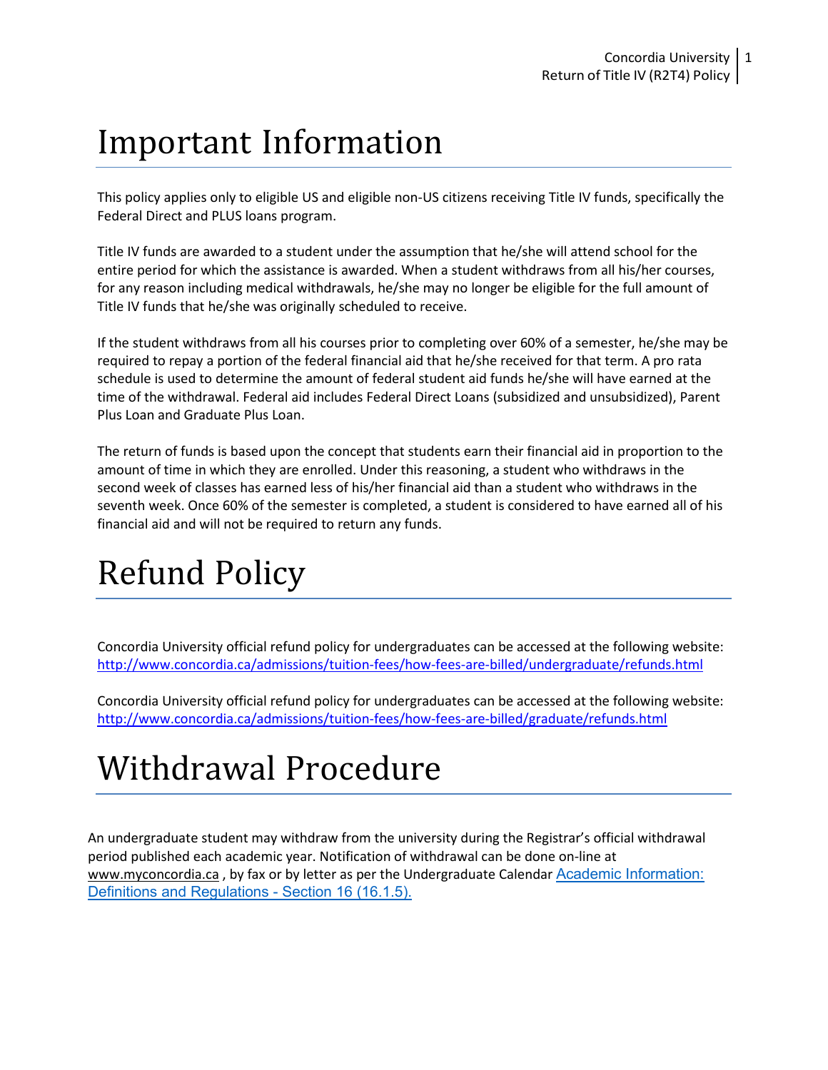# Important Information

This policy applies only to eligible US and eligible non-US citizens receiving Title IV funds, specifically the Federal Direct and PLUS loans program.

Title IV funds are awarded to a student under the assumption that he/she will attend school for the entire period for which the assistance is awarded. When a student withdraws from all his/her courses, for any reason including medical withdrawals, he/she may no longer be eligible for the full amount of Title IV funds that he/she was originally scheduled to receive.

If the student withdraws from all his courses prior to completing over 60% of a semester, he/she may be required to repay a portion of the federal financial aid that he/she received for that term. A pro rata schedule is used to determine the amount of federal student aid funds he/she will have earned at the time of the withdrawal. Federal aid includes Federal Direct Loans (subsidized and unsubsidized), Parent Plus Loan and Graduate Plus Loan.

The return of funds is based upon the concept that students earn their financial aid in proportion to the amount of time in which they are enrolled. Under this reasoning, a student who withdraws in the second week of classes has earned less of his/her financial aid than a student who withdraws in the seventh week. Once 60% of the semester is completed, a student is considered to have earned all of his financial aid and will not be required to return any funds.

# Refund Policy

Concordia University official refund policy for undergraduates can be accessed at the following website: [http://www.concordia.ca/admissions/tuition-fees/how-fees-are-billed/undergraduate/refunds.html](http://www.concordia.ca/admissions/tuition-fees/how-fees-are-billed/undergraduate/refunds.html)

Concordia University official refund policy for undergraduates can be accessed at the following website: [http://www.concordia.ca/admissions/tuition-fees/how-fees-are-billed/graduate/refunds.html](http://www.concordia.ca/admissions/tuition-fees/how-fees-are-billed/graduate/refunds.html)

# Withdrawal Procedure

An undergraduate student may withdraw from the university during the Registrar's official withdrawal period published each academic year. Notification of withdrawal can be done on-line at www.myconcordia.ca , by fax or by letter as per the Undergraduate Calendar Academic Information: Definitions and Regulations - Section 16 (16.1.5).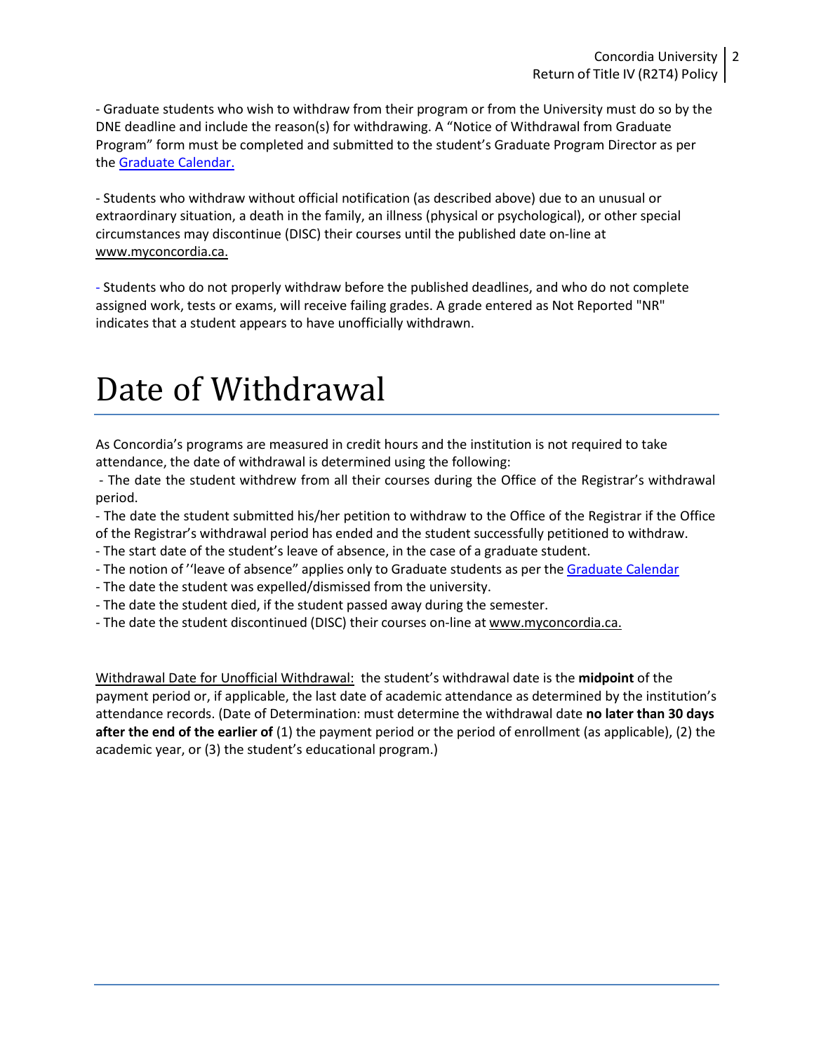- Graduate students who wish to withdraw from their program or from the University must do so by the DNE deadline and include the reason(s) for withdrawing. A "Notice of Withdrawal from Graduate Program" form must be completed and submitted to the student's Graduate Program Director as per the [Graduate Calendar.](Graduate Calendar.)

- Students who withdraw without official notification (as described above) due to an unusual or extraordinary situation, a death in the family, an illness (physical or psychological), or other special circumstances may discontinue (DISC) their courses until the published date on-line at www.myconcordia.ca.

- Students who do not properly withdraw before the published deadlines, and who do not complete assigned work, tests or exams, will receive failing grades. A grade entered as Not Reported "NR" indicates that a student appears to have unofficially withdrawn.

# Date of Withdrawal

As Concordia's programs are measured in credit hours and the institution is not required to take attendance, the date of withdrawal is determined using the following:

- The date the student withdrew from all their courses during the Office of the Registrar's withdrawal period.
- The date the student submitted his/her petition to withdraw to the Office of the Registrar if the Office of the Registrar's withdrawal period has ended and the student successfully petitioned to withdraw.
- The start date of the student's leave of absence, in the case of a graduate student.
- The notion of ''leave of absence" applies only to Graduate students as per the Graduate Calendar
- The date the student was expelled/dismissed from the university.
- The date the student died, if the student passed away during the semester.
- The date the student discontinued (DISC) their courses on-line at www.myconcordia.ca.

Withdrawal Date for Unofficial Withdrawal: the student's withdrawal date is the **midpoint** of the payment period or, if applicable, the last date of academic attendance as determined by the institution's attendance records. (Date of Determination: must determine the withdrawal date **no later than 30 days after the end of the earlier of** (1) the payment period or the period of enrollment (as applicable), (2) the academic year, or (3) the student's educational program.)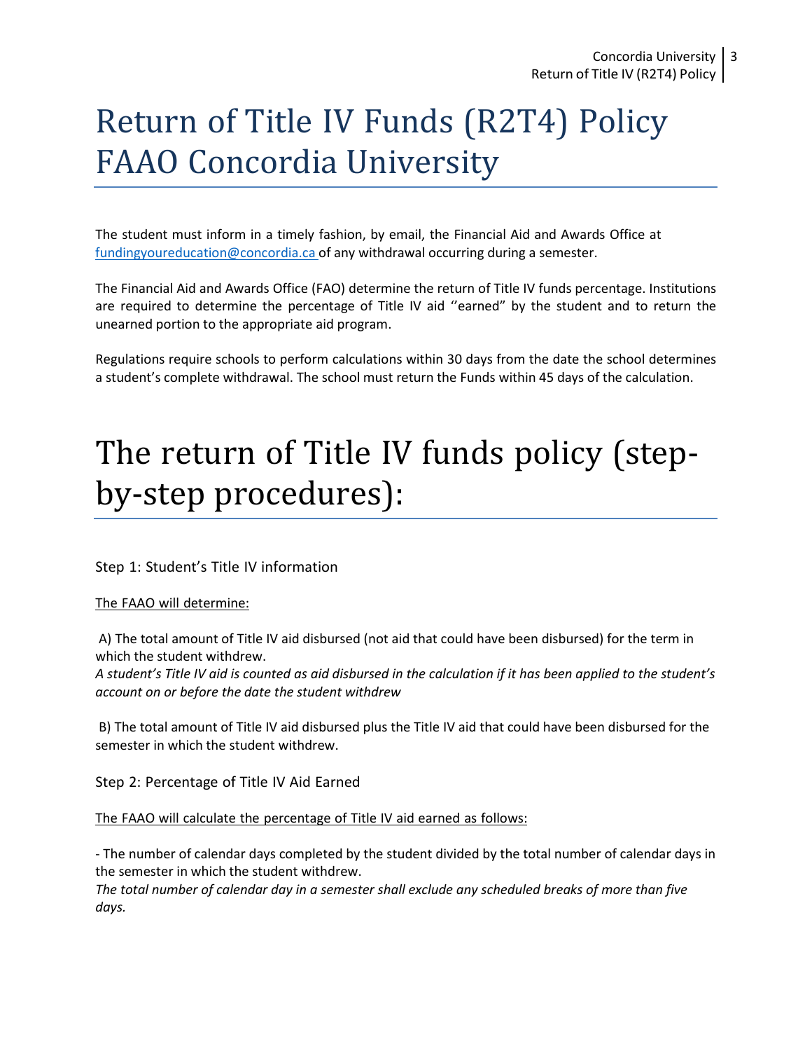# Return of Title IV Funds (R2T4) Policy FAAO Concordia University

The student must inform in a timely fashion, by email, the Financial Aid and Awards Office at fundingyoureducation@concordia.ca of any withdrawal occurring during a semester.

The Financial Aid and Awards Office (FAO) determine the return of Title IV funds percentage. Institutions are required to determine the percentage of Title IV aid ‘’earned” by the student and to return the unearned portion to the appropriate aid program.

Regulations require schools to perform calculations within 30 days from the date the school determines a student’s complete withdrawal. The school must return the Funds within 45 days of the calculation.

# The return of Title IV funds policy (step-by-step procedures):

## Step 1: Student’s Title IV information

The FAAO will determine:

A) The total amount of Title IV aid disbursed (not aid that could have been disbursed) for the term in which the student withdrew.
*A student’s Title IV aid is counted as aid disbursed in the calculation if it has been applied to the student’s account on or before the date the student withdrew*

B) The total amount of Title IV aid disbursed plus the Title IV aid that could have been disbursed for the semester in which the student withdrew.

## Step 2: Percentage of Title IV Aid Earned

The FAAO will calculate the percentage of Title IV aid earned as follows:

- The number of calendar days completed by the student divided by the total number of calendar days in the semester in which the student withdrew.
*The total number of calendar day in a semester shall exclude any scheduled breaks of more than five days.*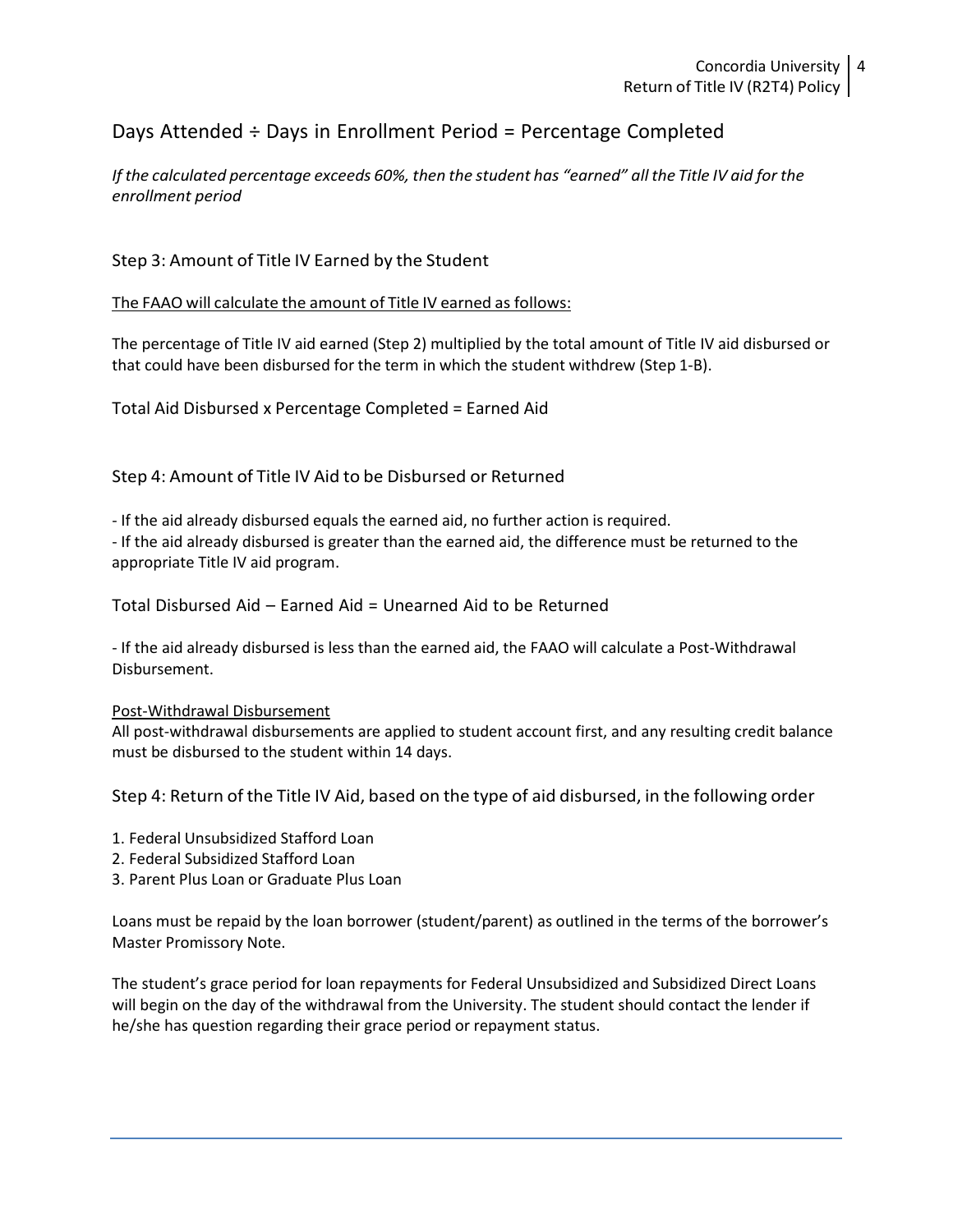Days Attended ÷ Days in Enrollment Period = Percentage Completed

*If the calculated percentage exceeds 60%, then the student has "earned" all the Title IV aid for the enrollment period*

## Step 3: Amount of Title IV Earned by the Student

<u>The FAAO will calculate the amount of Title IV earned as follows:</u>

The percentage of Title IV aid earned (Step 2) multiplied by the total amount of Title IV aid disbursed or that could have been disbursed for the term in which the student withdrew (Step 1-B).

Total Aid Disbursed x Percentage Completed = Earned Aid

## Step 4: Amount of Title IV Aid to be Disbursed or Returned

- If the aid already disbursed equals the earned aid, no further action is required.
- If the aid already disbursed is greater than the earned aid, the difference must be returned to the appropriate Title IV aid program.

Total Disbursed Aid – Earned Aid = Unearned Aid to be Returned

- If the aid already disbursed is less than the earned aid, the FAAO will calculate a Post-Withdrawal Disbursement.

<u>Post-Withdrawal Disbursement</u>
All post-withdrawal disbursements are applied to student account first, and any resulting credit balance must be disbursed to the student within 14 days.

## Step 4: Return of the Title IV Aid, based on the type of aid disbursed, in the following order

1. Federal Unsubsidized Stafford Loan
2. Federal Subsidized Stafford Loan
3. Parent Plus Loan or Graduate Plus Loan

Loans must be repaid by the loan borrower (student/parent) as outlined in the terms of the borrower's Master Promissory Note.

The student's grace period for loan repayments for Federal Unsubsidized and Subsidized Direct Loans will begin on the day of the withdrawal from the University. The student should contact the lender if he/she has question regarding their grace period or repayment status.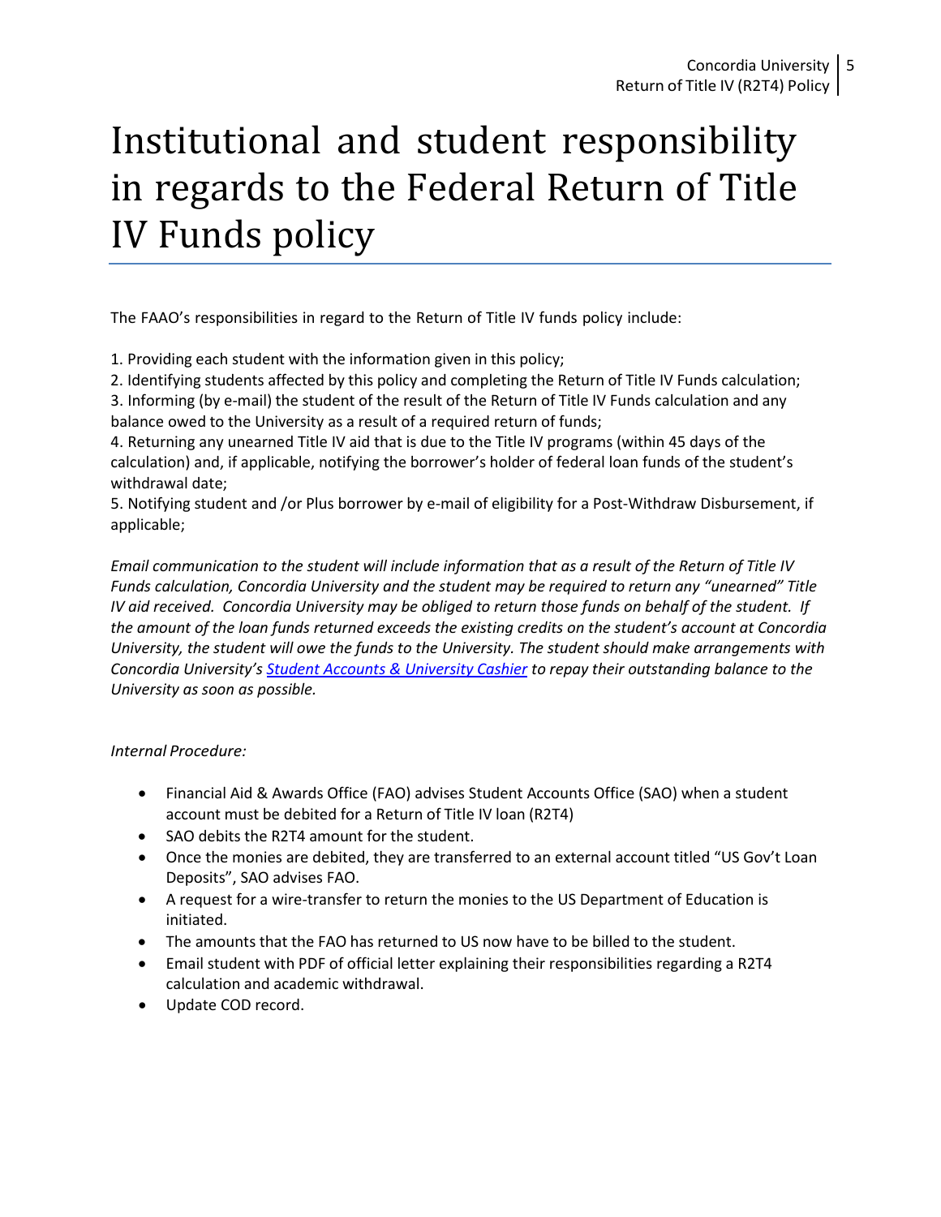# Institutional and student responsibility in regards to the Federal Return of Title IV Funds policy

The FAAO's responsibilities in regard to the Return of Title IV funds policy include:

1. Providing each student with the information given in this policy;
2. Identifying students affected by this policy and completing the Return of Title IV Funds calculation;
3. Informing (by e-mail) the student of the result of the Return of Title IV Funds calculation and any balance owed to the University as a result of a required return of funds;
4. Returning any unearned Title IV aid that is due to the Title IV programs (within 45 days of the calculation) and, if applicable, notifying the borrower's holder of federal loan funds of the student's withdrawal date;
5. Notifying student and /or Plus borrower by e-mail of eligibility for a Post-Withdraw Disbursement, if applicable;

*Email communication to the student will include information that as a result of the Return of Title IV Funds calculation, Concordia University and the student may be required to return any "unearned" Title IV aid received. Concordia University may be obliged to return those funds on behalf of the student. If the amount of the loan funds returned exceeds the existing credits on the student's account at Concordia University, the student will owe the funds to the University. The student should make arrangements with Concordia University's Student Accounts & University Cashier to repay their outstanding balance to the University as soon as possible.*

*Internal Procedure:*

- Financial Aid & Awards Office (FAO) advises Student Accounts Office (SAO) when a student account must be debited for a Return of Title IV loan (R2T4)
- SAO debits the R2T4 amount for the student.
- Once the monies are debited, they are transferred to an external account titled "US Gov't Loan Deposits", SAO advises FAO.
- A request for a wire-transfer to return the monies to the US Department of Education is initiated.
- The amounts that the FAO has returned to US now have to be billed to the student.
- Email student with PDF of official letter explaining their responsibilities regarding a R2T4 calculation and academic withdrawal.
- Update COD record.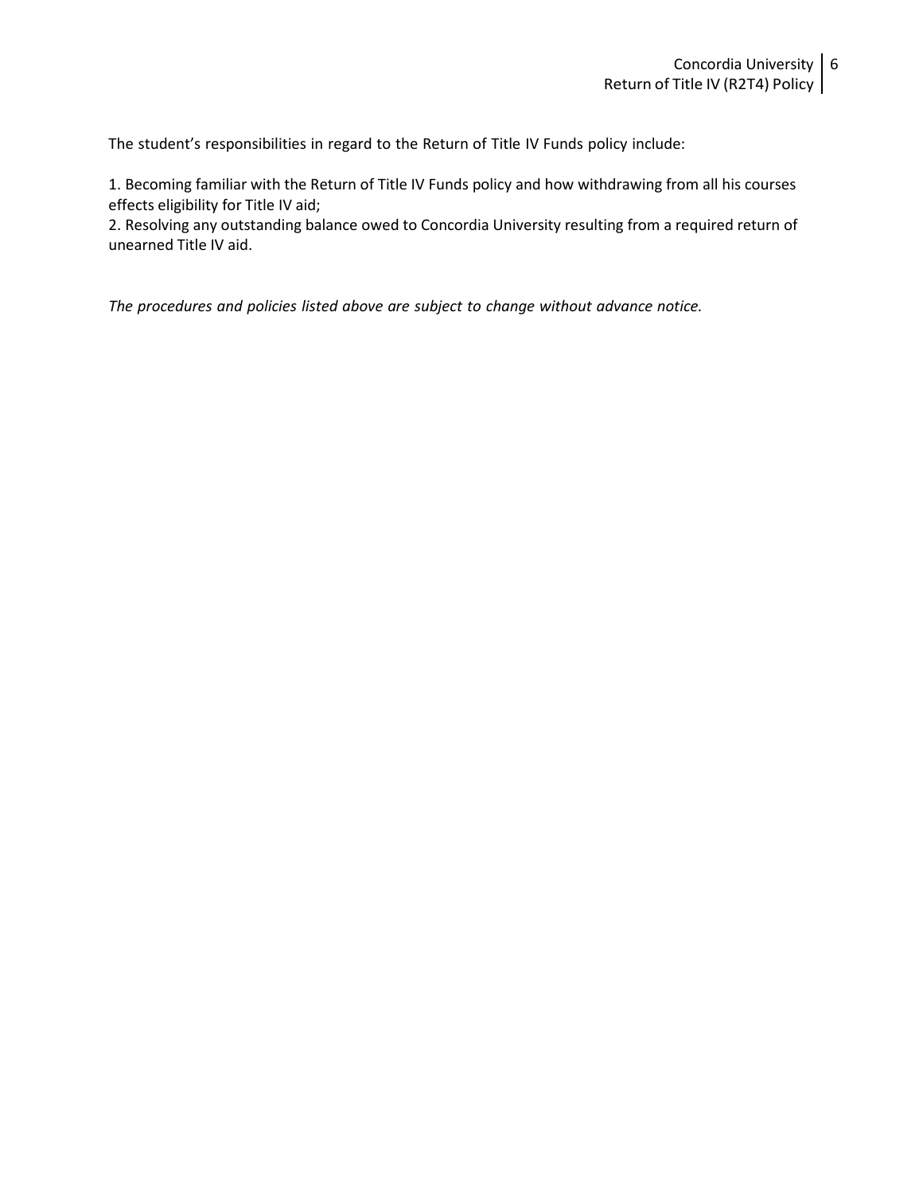The student's responsibilities in regard to the Return of Title IV Funds policy include:

1. Becoming familiar with the Return of Title IV Funds policy and how withdrawing from all his courses effects eligibility for Title IV aid;
2. Resolving any outstanding balance owed to Concordia University resulting from a required return of unearned Title IV aid.

*The procedures and policies listed above are subject to change without advance notice.*